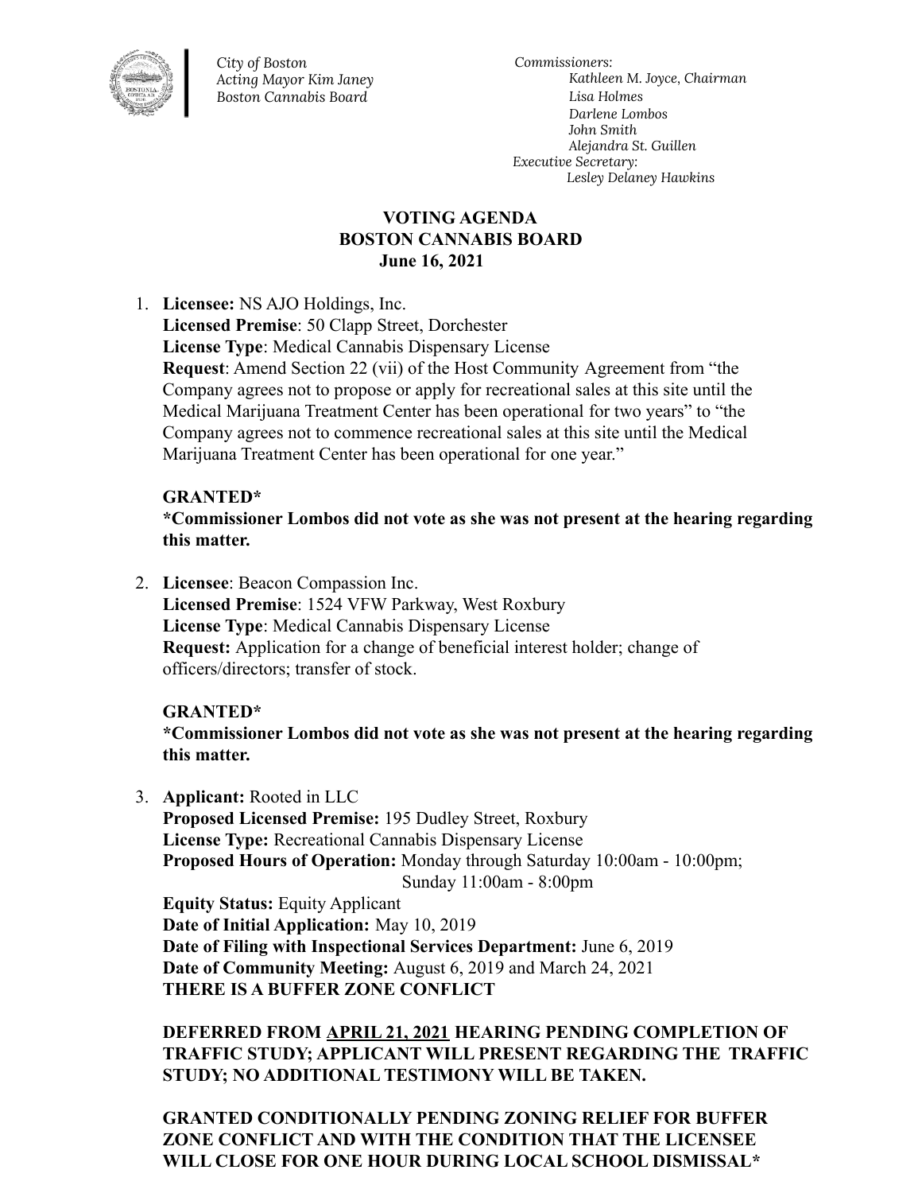*City of Boston*
*Acting Mayor Kim Janey*
*Boston Cannabis Board*

*Commissioners:*
*Kathleen M. Joyce, Chairman*
*Lisa Holmes*
*Darlene Lombos*
*John Smith*
*Alejandra St. Guillen*
*Executive Secretary:*
*Lesley Delaney Hawkins*

# VOTING AGENDA
## BOSTON CANNABIS BOARD
### June 16, 2021

1. **Licensee:** NS AJO Holdings, Inc.
   **Licensed Premise**: 50 Clapp Street, Dorchester
   **License Type**: Medical Cannabis Dispensary License
   **Request**: Amend Section 22 (vii) of the Host Community Agreement from "the Company agrees not to propose or apply for recreational sales at this site until the Medical Marijuana Treatment Center has been operational for two years" to "the Company agrees not to commence recreational sales at this site until the Medical Marijuana Treatment Center has been operational for one year."

   **GRANTED***
   **\*Commissioner Lombos did not vote as she was not present at the hearing regarding this matter.**

2. **Licensee**: Beacon Compassion Inc.
   **Licensed Premise**: 1524 VFW Parkway, West Roxbury
   **License Type**: Medical Cannabis Dispensary License
   **Request:** Application for a change of beneficial interest holder; change of officers/directors; transfer of stock.

   **GRANTED***
   **\*Commissioner Lombos did not vote as she was not present at the hearing regarding this matter.**

3. **Applicant:** Rooted in LLC
   **Proposed Licensed Premise:** 195 Dudley Street, Roxbury
   **License Type:** Recreational Cannabis Dispensary License
   **Proposed Hours of Operation:** Monday through Saturday 10:00am - 10:00pm; Sunday 11:00am - 8:00pm
   **Equity Status:** Equity Applicant
   **Date of Initial Application:** May 10, 2019
   **Date of Filing with Inspectional Services Department:** June 6, 2019
   **Date of Community Meeting:** August 6, 2019 and March 24, 2021
   **THERE IS A BUFFER ZONE CONFLICT**

   **DEFERRED FROM <u>APRIL 21, 2021</u> HEARING PENDING COMPLETION OF TRAFFIC STUDY; APPLICANT WILL PRESENT REGARDING THE TRAFFIC STUDY; NO ADDITIONAL TESTIMONY WILL BE TAKEN.**

   **GRANTED CONDITIONALLY PENDING ZONING RELIEF FOR BUFFER ZONE CONFLICT AND WITH THE CONDITION THAT THE LICENSEE WILL CLOSE FOR ONE HOUR DURING LOCAL SCHOOL DISMISSAL***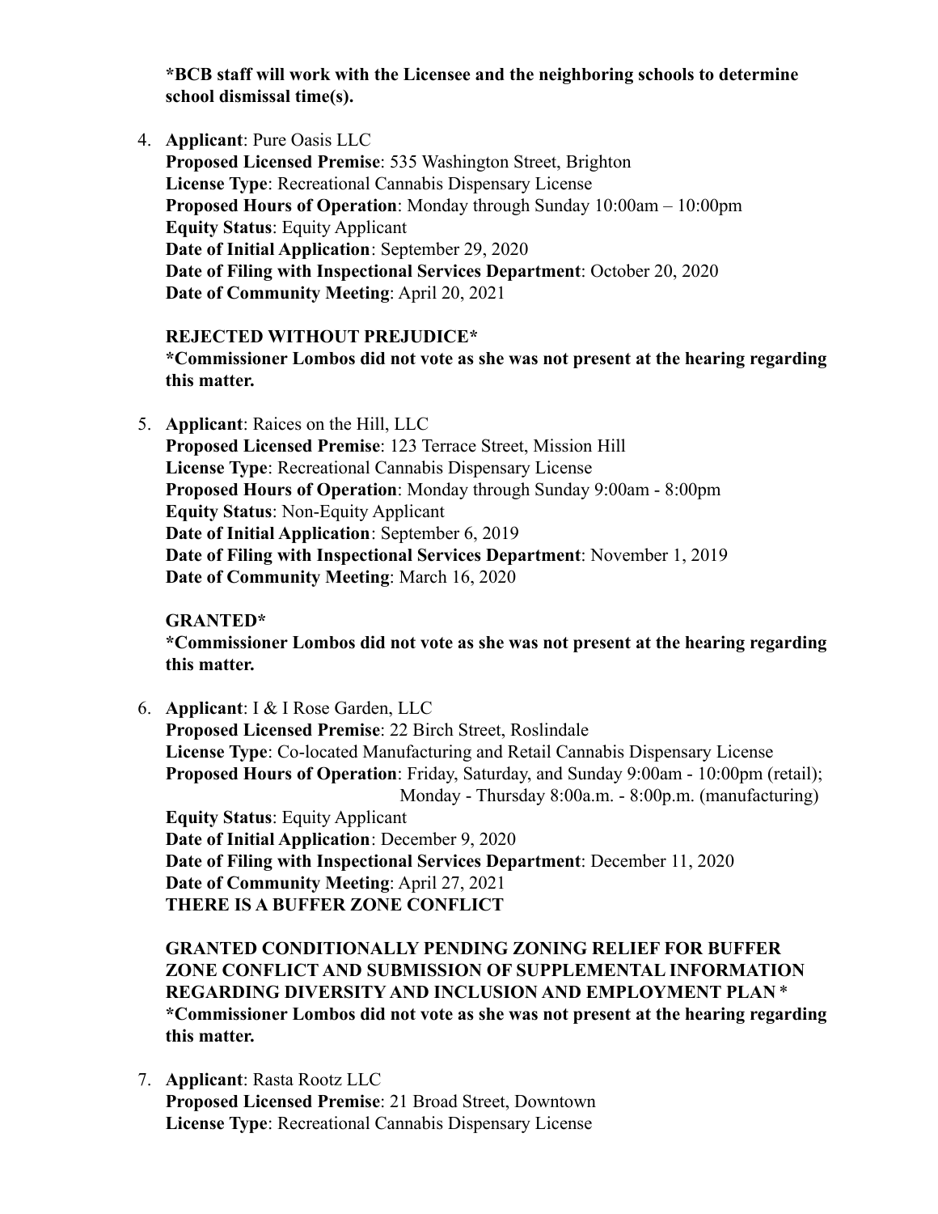**\*BCB staff will work with the Licensee and the neighboring schools to determine school dismissal time(s).**

4. **Applicant**: Pure Oasis LLC
   **Proposed Licensed Premise**: 535 Washington Street, Brighton
   **License Type**: Recreational Cannabis Dispensary License
   **Proposed Hours of Operation**: Monday through Sunday 10:00am – 10:00pm
   **Equity Status**: Equity Applicant
   **Date of Initial Application**: September 29, 2020
   **Date of Filing with Inspectional Services Department**: October 20, 2020
   **Date of Community Meeting**: April 20, 2021

   **REJECTED WITHOUT PREJUDICE\***
   **\*Commissioner Lombos did not vote as she was not present at the hearing regarding this matter.**

5. **Applicant**: Raices on the Hill, LLC
   **Proposed Licensed Premise**: 123 Terrace Street, Mission Hill
   **License Type**: Recreational Cannabis Dispensary License
   **Proposed Hours of Operation**: Monday through Sunday 9:00am - 8:00pm
   **Equity Status**: Non-Equity Applicant
   **Date of Initial Application**: September 6, 2019
   **Date of Filing with Inspectional Services Department**: November 1, 2019
   **Date of Community Meeting**: March 16, 2020

   **GRANTED\***
   **\*Commissioner Lombos did not vote as she was not present at the hearing regarding this matter.**

6. **Applicant**: I & I Rose Garden, LLC
   **Proposed Licensed Premise**: 22 Birch Street, Roslindale
   **License Type**: Co-located Manufacturing and Retail Cannabis Dispensary License
   **Proposed Hours of Operation**: Friday, Saturday, and Sunday 9:00am - 10:00pm (retail); Monday - Thursday 8:00a.m. - 8:00p.m. (manufacturing)
   **Equity Status**: Equity Applicant
   **Date of Initial Application**: December 9, 2020
   **Date of Filing with Inspectional Services Department**: December 11, 2020
   **Date of Community Meeting**: April 27, 2021
   **THERE IS A BUFFER ZONE CONFLICT**

   **GRANTED CONDITIONALLY PENDING ZONING RELIEF FOR BUFFER ZONE CONFLICT AND SUBMISSION OF SUPPLEMENTAL INFORMATION REGARDING DIVERSITY AND INCLUSION AND EMPLOYMENT PLAN \***
   **\*Commissioner Lombos did not vote as she was not present at the hearing regarding this matter.**

7. **Applicant**: Rasta Rootz LLC
   **Proposed Licensed Premise**: 21 Broad Street, Downtown
   **License Type**: Recreational Cannabis Dispensary License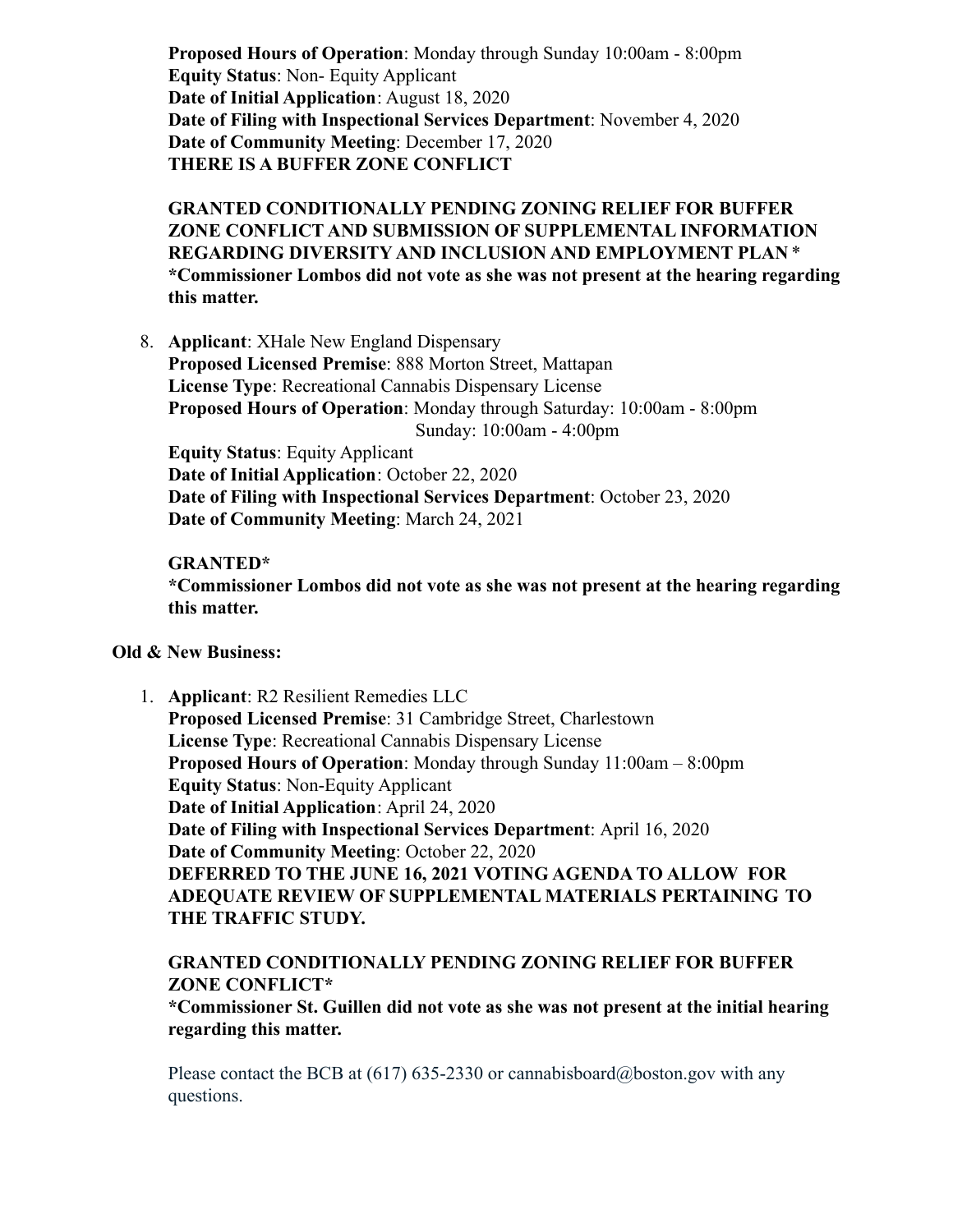**Proposed Hours of Operation**: Monday through Sunday 10:00am - 8:00pm
**Equity Status**: Non- Equity Applicant
**Date of Initial Application**: August 18, 2020
**Date of Filing with Inspectional Services Department**: November 4, 2020
**Date of Community Meeting**: December 17, 2020
**THERE IS A BUFFER ZONE CONFLICT**

**GRANTED CONDITIONALLY PENDING ZONING RELIEF FOR BUFFER ZONE CONFLICT AND SUBMISSION OF SUPPLEMENTAL INFORMATION REGARDING DIVERSITY AND INCLUSION AND EMPLOYMENT PLAN** *
**\*Commissioner Lombos did not vote as she was not present at the hearing regarding this matter.**

8. **Applicant**: XHale New England Dispensary
   **Proposed Licensed Premise**: 888 Morton Street, Mattapan
   **License Type**: Recreational Cannabis Dispensary License
   **Proposed Hours of Operation**: Monday through Saturday: 10:00am - 8:00pm
   Sunday: 10:00am - 4:00pm
   **Equity Status**: Equity Applicant
   **Date of Initial Application**: October 22, 2020
   **Date of Filing with Inspectional Services Department**: October 23, 2020
   **Date of Community Meeting**: March 24, 2021

   **GRANTED***
   **\*Commissioner Lombos did not vote as she was not present at the hearing regarding this matter.**

**Old & New Business:**

1. **Applicant**: R2 Resilient Remedies LLC
   **Proposed Licensed Premise**: 31 Cambridge Street, Charlestown
   **License Type**: Recreational Cannabis Dispensary License
   **Proposed Hours of Operation**: Monday through Sunday 11:00am – 8:00pm
   **Equity Status**: Non-Equity Applicant
   **Date of Initial Application**: April 24, 2020
   **Date of Filing with Inspectional Services Department**: April 16, 2020
   **Date of Community Meeting**: October 22, 2020
   **DEFERRED TO THE JUNE 16, 2021 VOTING AGENDA TO ALLOW FOR ADEQUATE REVIEW OF SUPPLEMENTAL MATERIALS PERTAINING TO THE TRAFFIC STUDY.**

   **GRANTED CONDITIONALLY PENDING ZONING RELIEF FOR BUFFER ZONE CONFLICT***
   **\*Commissioner St. Guillen did not vote as she was not present at the initial hearing regarding this matter.**

Please contact the BCB at (617) 635-2330 or cannabisboard@boston.gov with any questions.